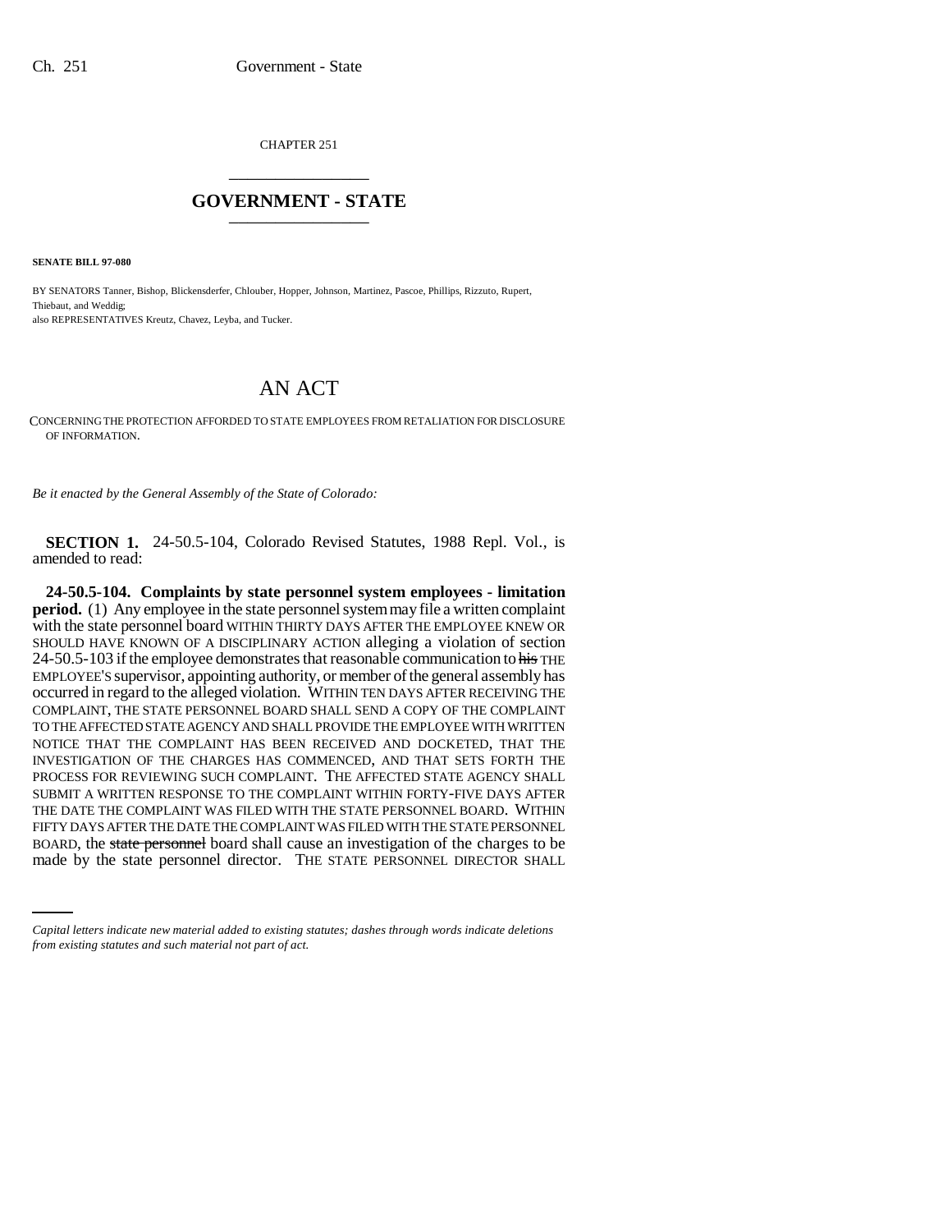CHAPTER 251

# GOVERNMENT - STATE

**SENATE BILL 97-080**

BY SENATORS Tanner, Bishop, Blickensderfer, Chlouber, Hopper, Johnson, Martinez, Pascoe, Phillips, Rizzuto, Rupert, Thiebaut, and Weddig;
also REPRESENTATIVES Kreutz, Chavez, Leyba, and Tucker.

# AN ACT

CONCERNING THE PROTECTION AFFORDED TO STATE EMPLOYEES FROM RETALIATION FOR DISCLOSURE OF INFORMATION.

*Be it enacted by the General Assembly of the State of Colorado:*

**SECTION 1.** 24-50.5-104, Colorado Revised Statutes, 1988 Repl. Vol., is amended to read:

**24-50.5-104. Complaints by state personnel system employees - limitation period.** (1) Any employee in the state personnel system may file a written complaint with the state personnel board WITHIN THIRTY DAYS AFTER THE EMPLOYEE KNEW OR SHOULD HAVE KNOWN OF A DISCIPLINARY ACTION alleging a violation of section 24-50.5-103 if the employee demonstrates that reasonable communication to ~~his~~ THE EMPLOYEE'S supervisor, appointing authority, or member of the general assembly has occurred in regard to the alleged violation. WITHIN TEN DAYS AFTER RECEIVING THE COMPLAINT, THE STATE PERSONNEL BOARD SHALL SEND A COPY OF THE COMPLAINT TO THE AFFECTED STATE AGENCY AND SHALL PROVIDE THE EMPLOYEE WITH WRITTEN NOTICE THAT THE COMPLAINT HAS BEEN RECEIVED AND DOCKETED, THAT THE INVESTIGATION OF THE CHARGES HAS COMMENCED, AND THAT SETS FORTH THE PROCESS FOR REVIEWING SUCH COMPLAINT. THE AFFECTED STATE AGENCY SHALL SUBMIT A WRITTEN RESPONSE TO THE COMPLAINT WITHIN FORTY-FIVE DAYS AFTER THE DATE THE COMPLAINT WAS FILED WITH THE STATE PERSONNEL BOARD. WITHIN FIFTY DAYS AFTER THE DATE THE COMPLAINT WAS FILED WITH THE STATE PERSONNEL BOARD, the ~~state personnel~~ board shall cause an investigation of the charges to be made by the state personnel director. THE STATE PERSONNEL DIRECTOR SHALL

*Capital letters indicate new material added to existing statutes; dashes through words indicate deletions from existing statutes and such material not part of act.*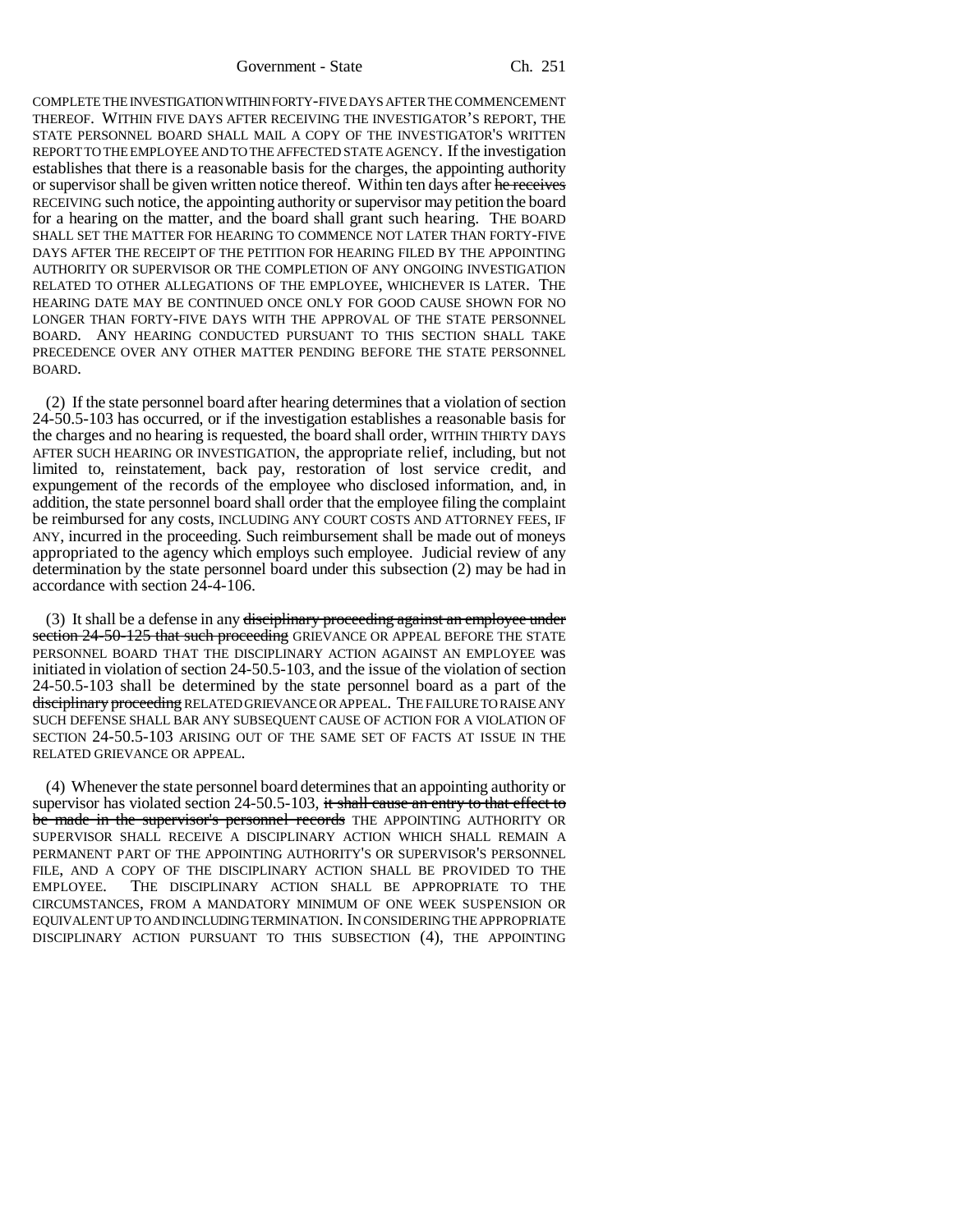COMPLETE THE INVESTIGATION WITHIN FORTY-FIVE DAYS AFTER THE COMMENCEMENT THEREOF. WITHIN FIVE DAYS AFTER RECEIVING THE INVESTIGATOR'S REPORT, THE STATE PERSONNEL BOARD SHALL MAIL A COPY OF THE INVESTIGATOR'S WRITTEN REPORT TO THE EMPLOYEE AND TO THE AFFECTED STATE AGENCY. If the investigation establishes that there is a reasonable basis for the charges, the appointing authority or supervisor shall be given written notice thereof. Within ten days after ~~he receives~~ RECEIVING such notice, the appointing authority or supervisor may petition the board for a hearing on the matter, and the board shall grant such hearing. THE BOARD SHALL SET THE MATTER FOR HEARING TO COMMENCE NOT LATER THAN FORTY-FIVE DAYS AFTER THE RECEIPT OF THE PETITION FOR HEARING FILED BY THE APPOINTING AUTHORITY OR SUPERVISOR OR THE COMPLETION OF ANY ONGOING INVESTIGATION RELATED TO OTHER ALLEGATIONS OF THE EMPLOYEE, WHICHEVER IS LATER. THE HEARING DATE MAY BE CONTINUED ONCE ONLY FOR GOOD CAUSE SHOWN FOR NO LONGER THAN FORTY-FIVE DAYS WITH THE APPROVAL OF THE STATE PERSONNEL BOARD. ANY HEARING CONDUCTED PURSUANT TO THIS SECTION SHALL TAKE PRECEDENCE OVER ANY OTHER MATTER PENDING BEFORE THE STATE PERSONNEL BOARD.

(2) If the state personnel board after hearing determines that a violation of section 24-50.5-103 has occurred, or if the investigation establishes a reasonable basis for the charges and no hearing is requested, the board shall order, WITHIN THIRTY DAYS AFTER SUCH HEARING OR INVESTIGATION, the appropriate relief, including, but not limited to, reinstatement, back pay, restoration of lost service credit, and expungement of the records of the employee who disclosed information, and, in addition, the state personnel board shall order that the employee filing the complaint be reimbursed for any costs, INCLUDING ANY COURT COSTS AND ATTORNEY FEES, IF ANY, incurred in the proceeding. Such reimbursement shall be made out of moneys appropriated to the agency which employs such employee. Judicial review of any determination by the state personnel board under this subsection (2) may be had in accordance with section 24-4-106.

(3) It shall be a defense in any ~~disciplinary proceeding against an employee under section 24-50-125 that such proceeding~~ GRIEVANCE OR APPEAL BEFORE THE STATE PERSONNEL BOARD THAT THE DISCIPLINARY ACTION AGAINST AN EMPLOYEE was initiated in violation of section 24-50.5-103, and the issue of the violation of section 24-50.5-103 shall be determined by the state personnel board as a part of the ~~disciplinary proceeding~~ RELATED GRIEVANCE OR APPEAL. THE FAILURE TO RAISE ANY SUCH DEFENSE SHALL BAR ANY SUBSEQUENT CAUSE OF ACTION FOR A VIOLATION OF SECTION 24-50.5-103 ARISING OUT OF THE SAME SET OF FACTS AT ISSUE IN THE RELATED GRIEVANCE OR APPEAL.

(4) Whenever the state personnel board determines that an appointing authority or supervisor has violated section 24-50.5-103, ~~it shall cause an entry to that effect to be made in the supervisor's personnel records~~ THE APPOINTING AUTHORITY OR SUPERVISOR SHALL RECEIVE A DISCIPLINARY ACTION WHICH SHALL REMAIN A PERMANENT PART OF THE APPOINTING AUTHORITY'S OR SUPERVISOR'S PERSONNEL FILE, AND A COPY OF THE DISCIPLINARY ACTION SHALL BE PROVIDED TO THE EMPLOYEE. THE DISCIPLINARY ACTION SHALL BE APPROPRIATE TO THE CIRCUMSTANCES, FROM A MANDATORY MINIMUM OF ONE WEEK SUSPENSION OR EQUIVALENT UP TO AND INCLUDING TERMINATION. IN CONSIDERING THE APPROPRIATE DISCIPLINARY ACTION PURSUANT TO THIS SUBSECTION (4), THE APPOINTING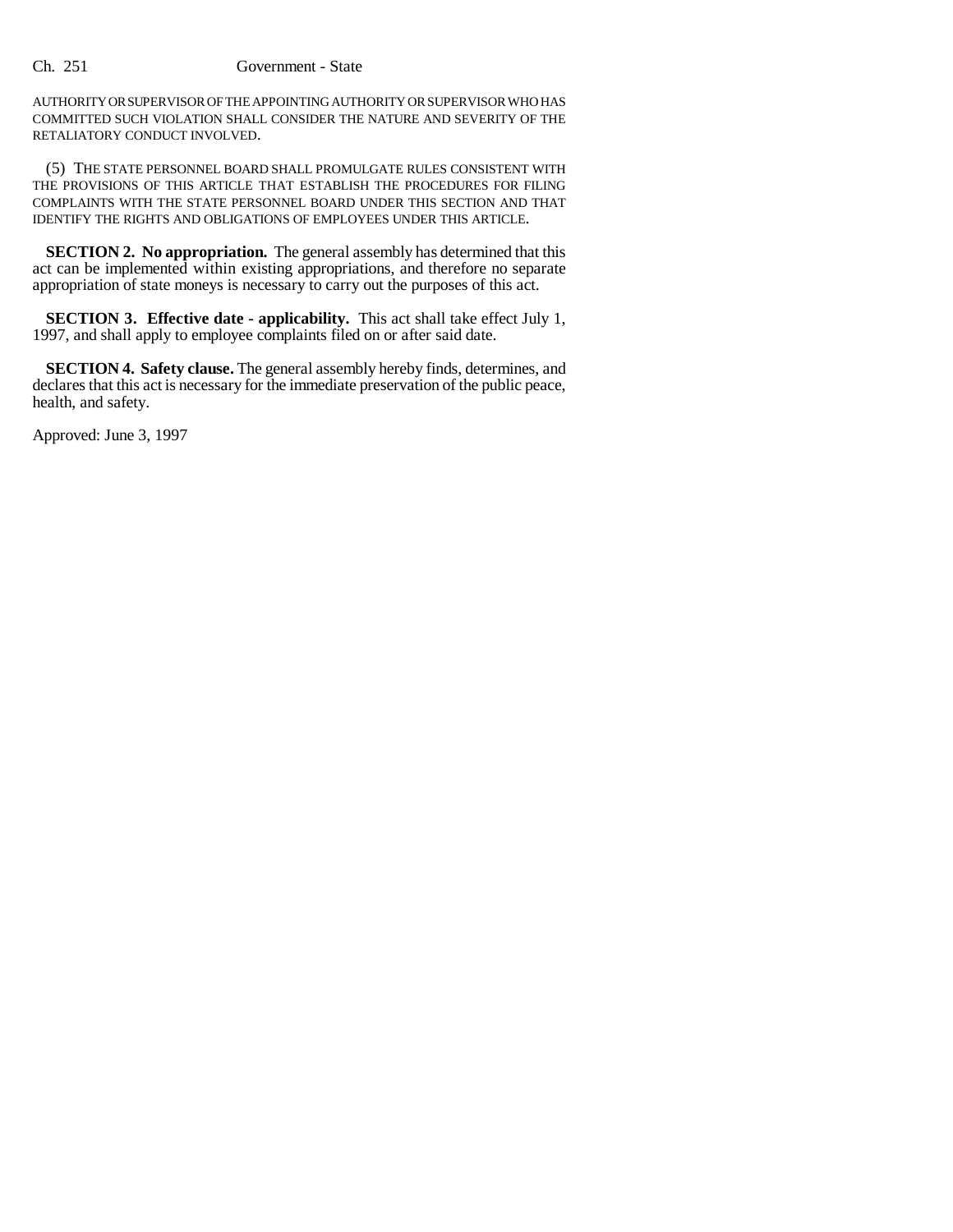AUTHORITY OR SUPERVISOR OF THE APPOINTING AUTHORITY OR SUPERVISOR WHO HAS COMMITTED SUCH VIOLATION SHALL CONSIDER THE NATURE AND SEVERITY OF THE RETALIATORY CONDUCT INVOLVED.

(5) THE STATE PERSONNEL BOARD SHALL PROMULGATE RULES CONSISTENT WITH THE PROVISIONS OF THIS ARTICLE THAT ESTABLISH THE PROCEDURES FOR FILING COMPLAINTS WITH THE STATE PERSONNEL BOARD UNDER THIS SECTION AND THAT IDENTIFY THE RIGHTS AND OBLIGATIONS OF EMPLOYEES UNDER THIS ARTICLE.

**SECTION 2. No appropriation.** The general assembly has determined that this act can be implemented within existing appropriations, and therefore no separate appropriation of state moneys is necessary to carry out the purposes of this act.

**SECTION 3. Effective date - applicability.** This act shall take effect July 1, 1997, and shall apply to employee complaints filed on or after said date.

**SECTION 4. Safety clause.** The general assembly hereby finds, determines, and declares that this act is necessary for the immediate preservation of the public peace, health, and safety.

Approved: June 3, 1997